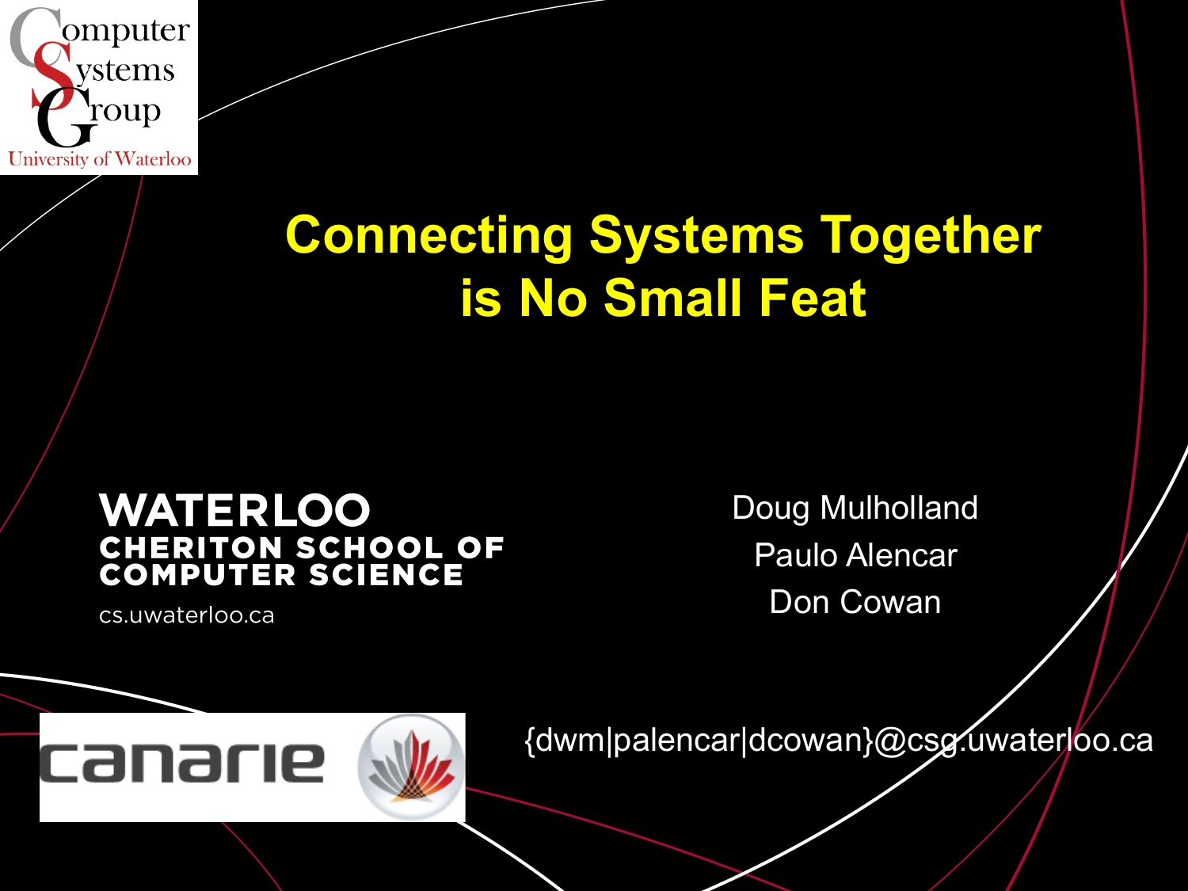Computer Systems Group
University of Waterloo

# Connecting Systems Together is No Small Feat

WATERLOO
CHERITON SCHOOL OF COMPUTER SCIENCE
cs.uwaterloo.ca

Doug Mulholland
Paulo Alencar
Don Cowan

canarie

{dwm|palencar|dcowan}@csg.uwaterloo.ca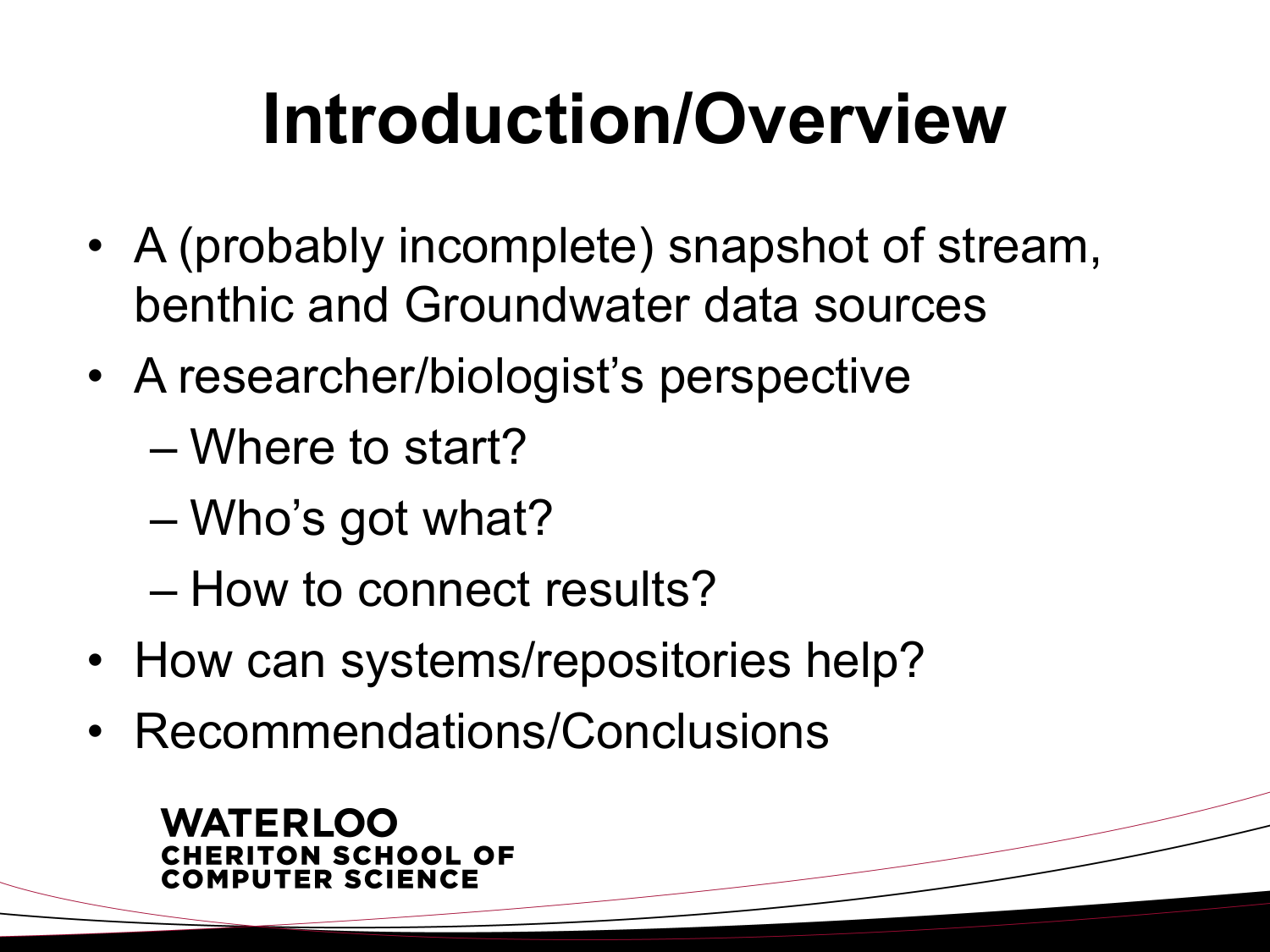# Introduction/Overview

- A (probably incomplete) snapshot of stream, benthic and Groundwater data sources
- A researcher/biologist's perspective
  - Where to start?
  - Who's got what?
  - How to connect results?
- How can systems/repositories help?
- Recommendations/Conclusions

WATERLOO
CHERITON SCHOOL OF
COMPUTER SCIENCE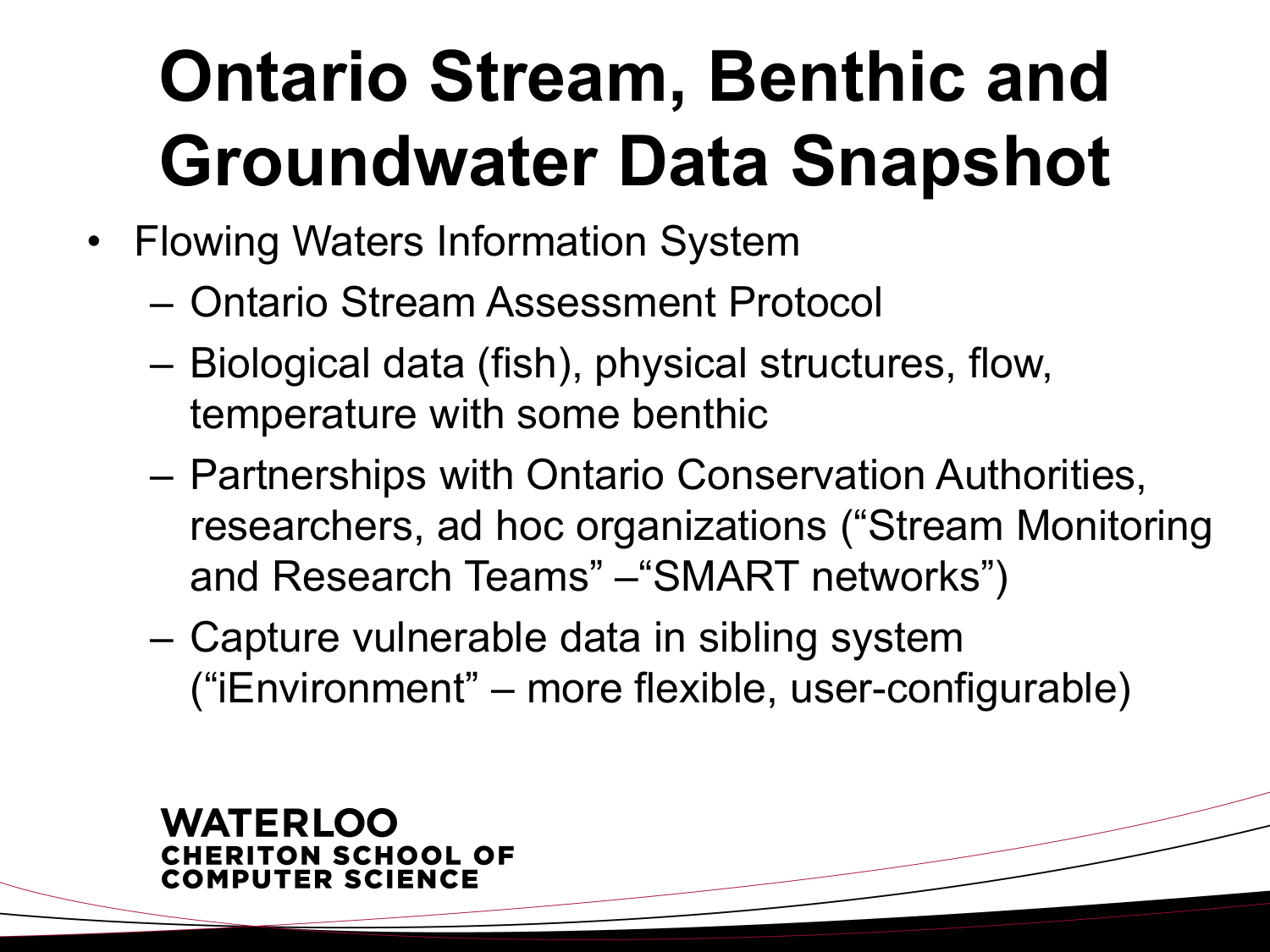# Ontario Stream, Benthic and Groundwater Data Snapshot

- Flowing Waters Information System
  - Ontario Stream Assessment Protocol
  - Biological data (fish), physical structures, flow, temperature with some benthic
  - Partnerships with Ontario Conservation Authorities, researchers, ad hoc organizations ("Stream Monitoring and Research Teams" –"SMART networks")
  - Capture vulnerable data in sibling system ("iEnvironment" – more flexible, user-configurable)

WATERLOO
CHERITON SCHOOL OF COMPUTER SCIENCE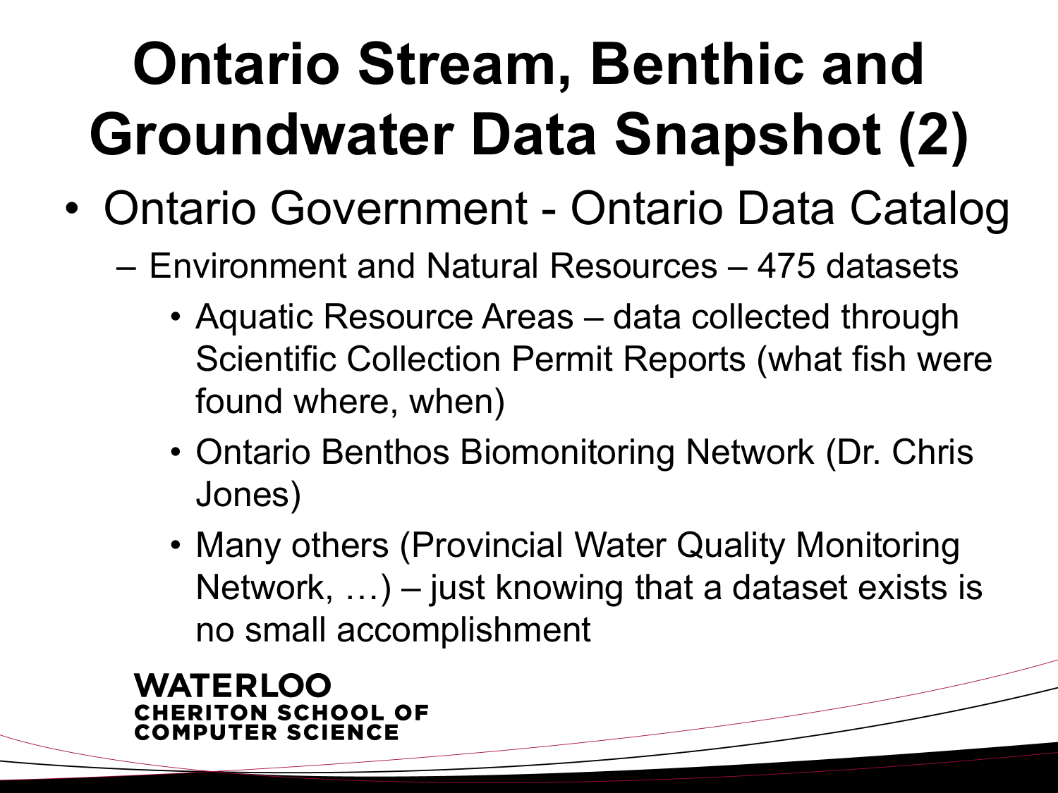# Ontario Stream, Benthic and Groundwater Data Snapshot (2)

- Ontario Government - Ontario Data Catalog
  - Environment and Natural Resources – 475 datasets
    - Aquatic Resource Areas – data collected through Scientific Collection Permit Reports (what fish were found where, when)
    - Ontario Benthos Biomonitoring Network (Dr. Chris Jones)
    - Many others (Provincial Water Quality Monitoring Network, …) – just knowing that a dataset exists is no small accomplishment

WATERLOO
CHERITON SCHOOL OF
COMPUTER SCIENCE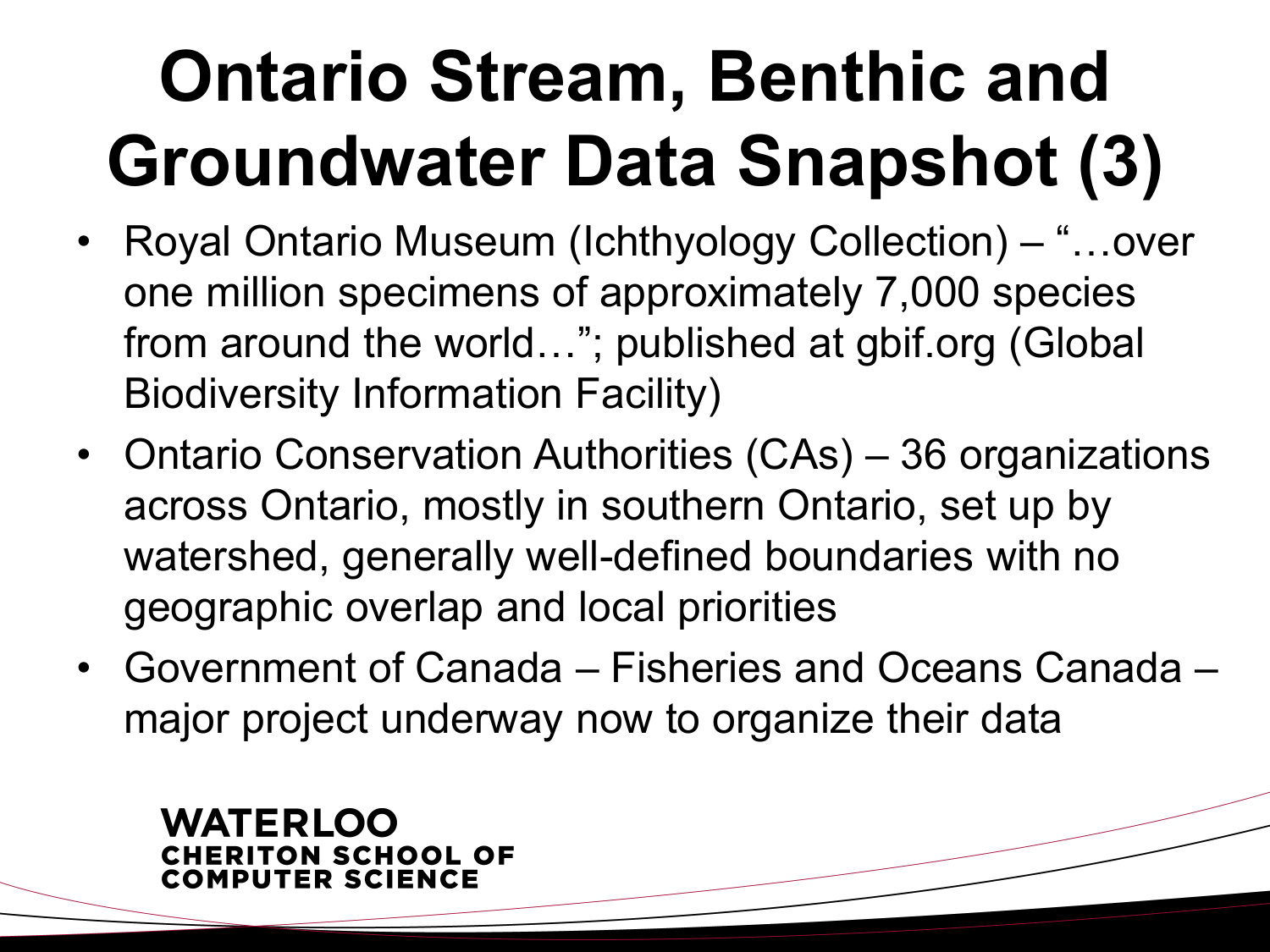# Ontario Stream, Benthic and Groundwater Data Snapshot (3)

- Royal Ontario Museum (Ichthyology Collection) – "…over one million specimens of approximately 7,000 species from around the world…"; published at gbif.org (Global Biodiversity Information Facility)
- Ontario Conservation Authorities (CAs) – 36 organizations across Ontario, mostly in southern Ontario, set up by watershed, generally well-defined boundaries with no geographic overlap and local priorities
- Government of Canada – Fisheries and Oceans Canada – major project underway now to organize their data

WATERLOO
CHERITON SCHOOL OF
COMPUTER SCIENCE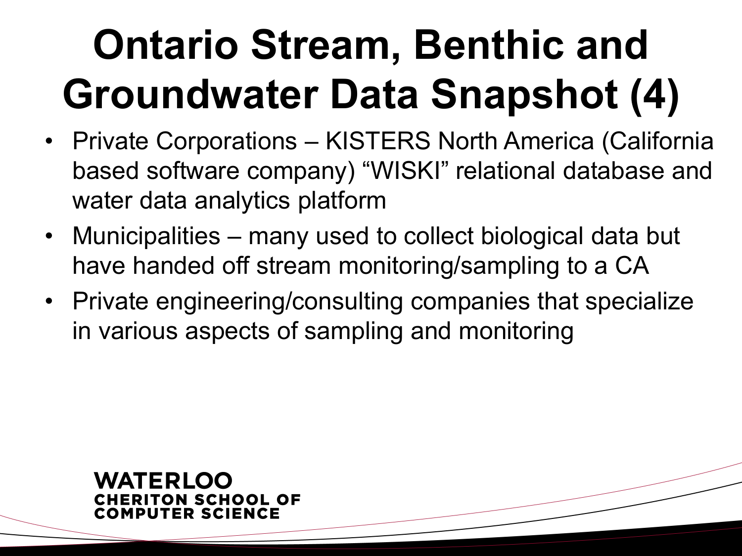# Ontario Stream, Benthic and Groundwater Data Snapshot (4)

- Private Corporations – KISTERS North America (California based software company) “WISKI” relational database and water data analytics platform
- Municipalities – many used to collect biological data but have handed off stream monitoring/sampling to a CA
- Private engineering/consulting companies that specialize in various aspects of sampling and monitoring

WATERLOO
CHERITON SCHOOL OF COMPUTER SCIENCE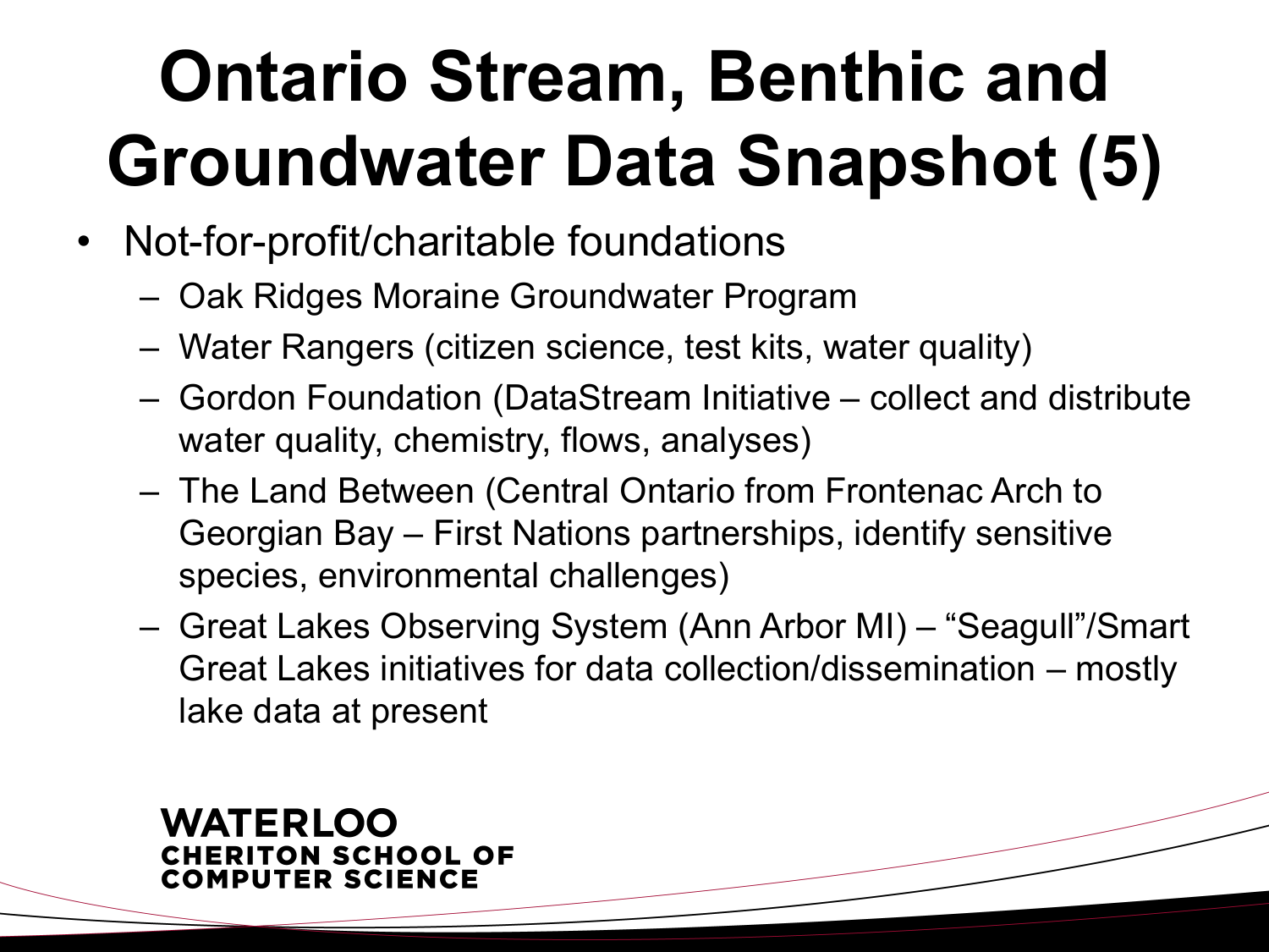# Ontario Stream, Benthic and Groundwater Data Snapshot (5)

- Not-for-profit/charitable foundations
  - Oak Ridges Moraine Groundwater Program
  - Water Rangers (citizen science, test kits, water quality)
  - Gordon Foundation (DataStream Initiative – collect and distribute water quality, chemistry, flows, analyses)
  - The Land Between (Central Ontario from Frontenac Arch to Georgian Bay – First Nations partnerships, identify sensitive species, environmental challenges)
  - Great Lakes Observing System (Ann Arbor MI) – "Seagull"/Smart Great Lakes initiatives for data collection/dissemination – mostly lake data at present

WATERLOO
CHERITON SCHOOL OF COMPUTER SCIENCE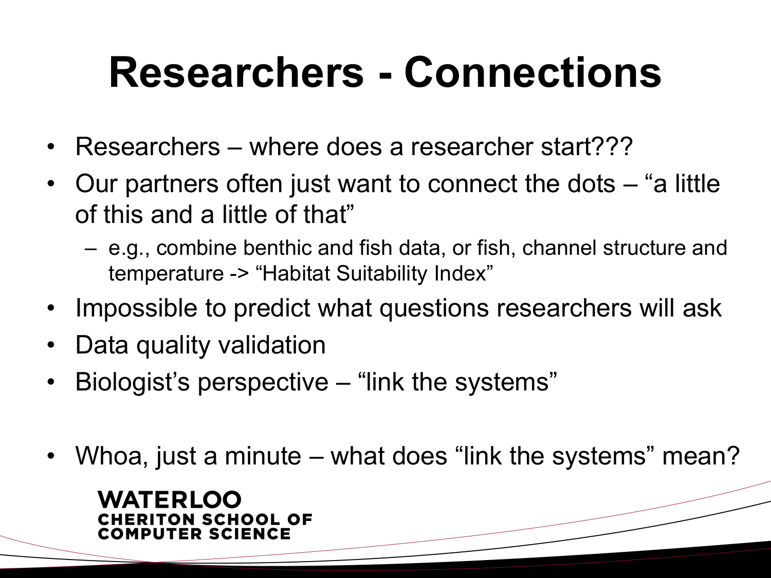# Researchers - Connections

- Researchers – where does a researcher start???
- Our partners often just want to connect the dots – “a little of this and a little of that”
  - e.g., combine benthic and fish data, or fish, channel structure and temperature -> “Habitat Suitability Index”
- Impossible to predict what questions researchers will ask
- Data quality validation
- Biologist’s perspective – “link the systems”

- Whoa, just a minute – what does “link the systems” mean?

WATERLOO
CHERITON SCHOOL OF
COMPUTER SCIENCE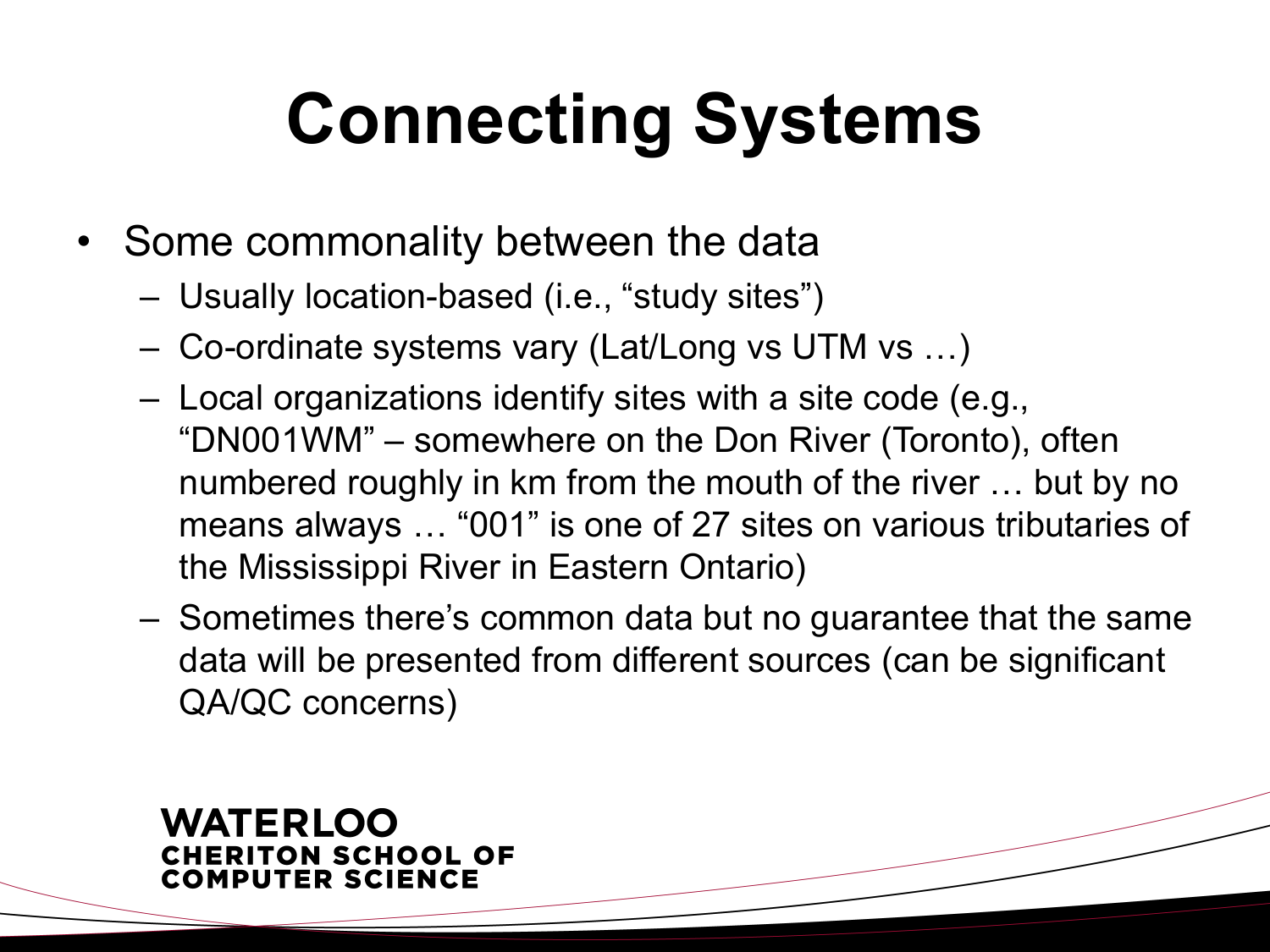# Connecting Systems

- Some commonality between the data
  - Usually location-based (i.e., "study sites")
  - Co-ordinate systems vary (Lat/Long vs UTM vs …)
  - Local organizations identify sites with a site code (e.g., "DN001WM" – somewhere on the Don River (Toronto), often numbered roughly in km from the mouth of the river … but by no means always … "001" is one of 27 sites on various tributaries of the Mississippi River in Eastern Ontario)
  - Sometimes there's common data but no guarantee that the same data will be presented from different sources (can be significant QA/QC concerns)

WATERLOO
CHERITON SCHOOL OF
COMPUTER SCIENCE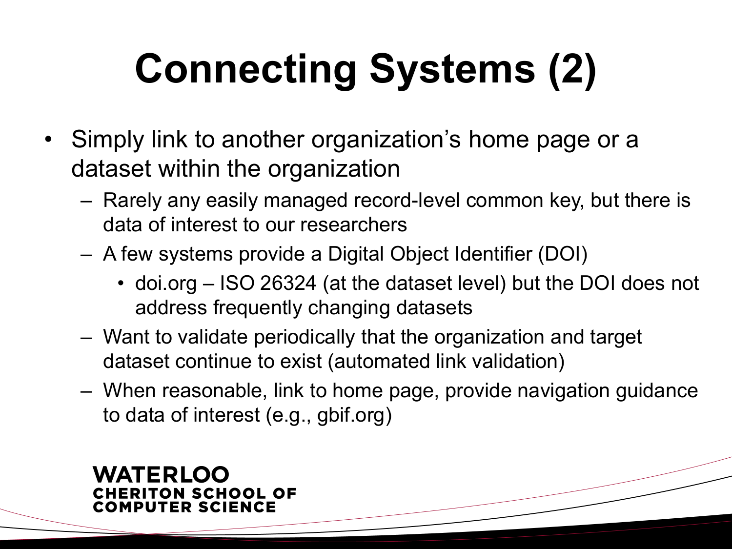# Connecting Systems (2)

- Simply link to another organization's home page or a dataset within the organization
  - Rarely any easily managed record-level common key, but there is data of interest to our researchers
  - A few systems provide a Digital Object Identifier (DOI)
    - doi.org – ISO 26324 (at the dataset level) but the DOI does not address frequently changing datasets
  - Want to validate periodically that the organization and target dataset continue to exist (automated link validation)
  - When reasonable, link to home page, provide navigation guidance to data of interest (e.g., gbif.org)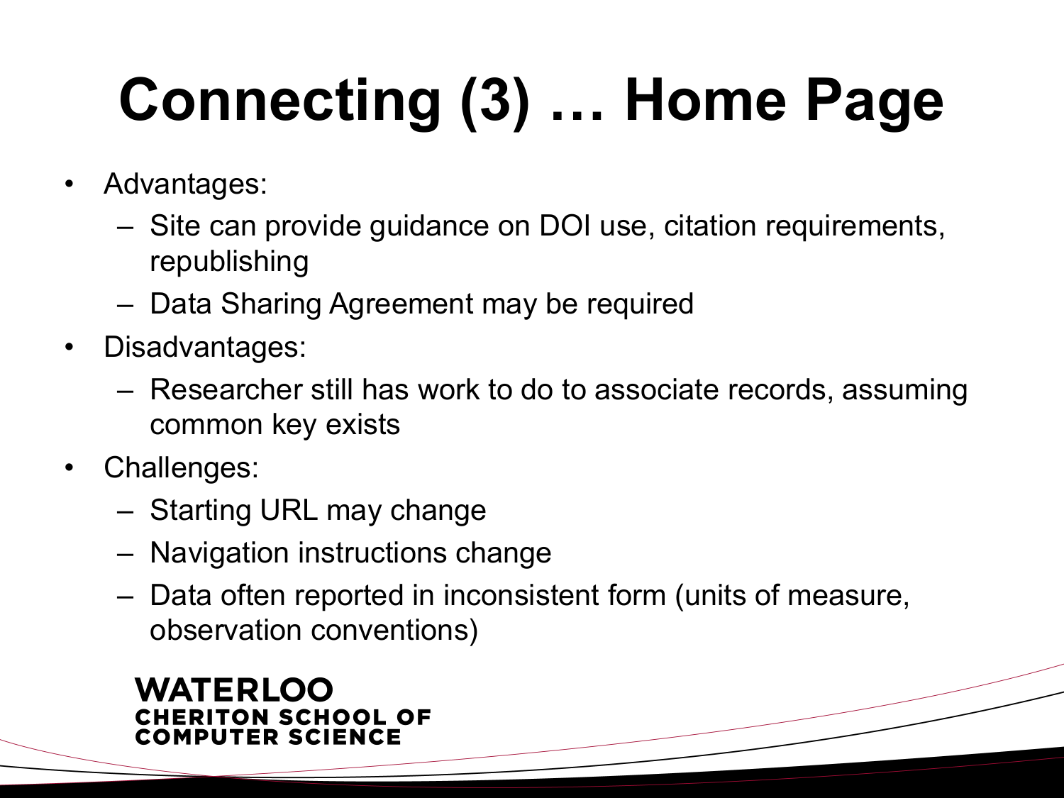# Connecting (3) … Home Page

- Advantages:
  - Site can provide guidance on DOI use, citation requirements, republishing
  - Data Sharing Agreement may be required
- Disadvantages:
  - Researcher still has work to do to associate records, assuming common key exists
- Challenges:
  - Starting URL may change
  - Navigation instructions change
  - Data often reported in inconsistent form (units of measure, observation conventions)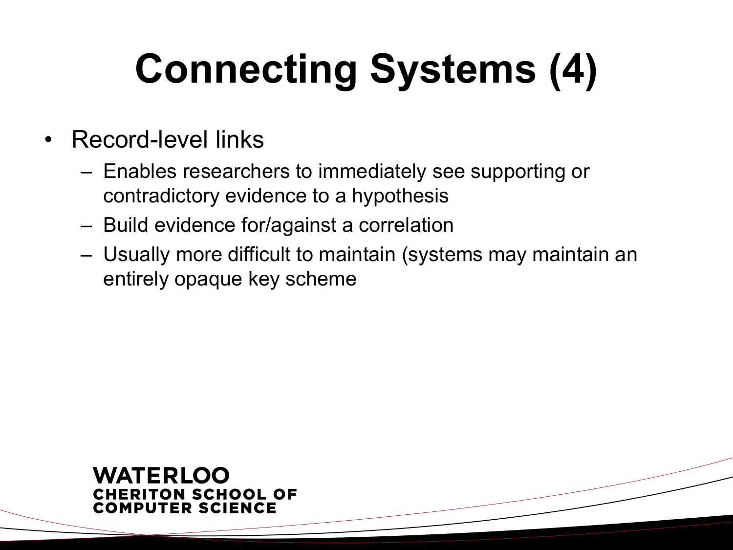# Connecting Systems (4)

- Record-level links
  - Enables researchers to immediately see supporting or contradictory evidence to a hypothesis
  - Build evidence for/against a correlation
  - Usually more difficult to maintain (systems may maintain an entirely opaque key scheme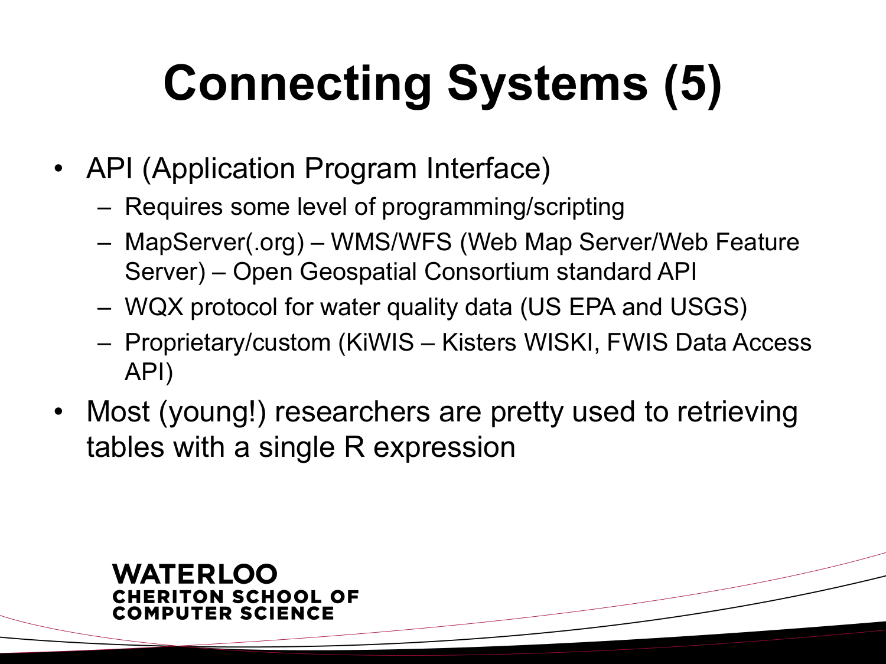# Connecting Systems (5)

- API (Application Program Interface)
  - Requires some level of programming/scripting
  - MapServer(.org) – WMS/WFS (Web Map Server/Web Feature Server) – Open Geospatial Consortium standard API
  - WQX protocol for water quality data (US EPA and USGS)
  - Proprietary/custom (KiWIS – Kisters WISKI, FWIS Data Access API)
- Most (young!) researchers are pretty used to retrieving tables with a single R expression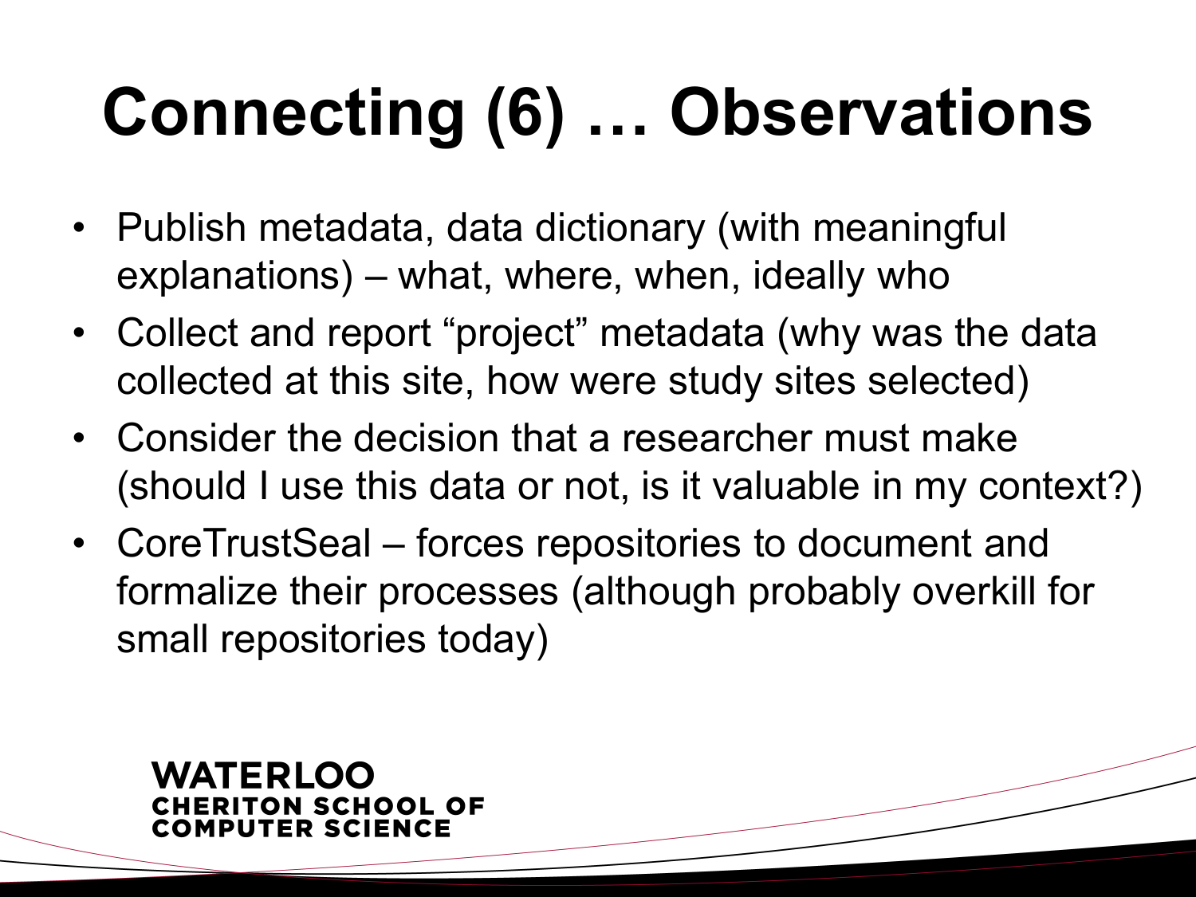# Connecting (6) … Observations

- Publish metadata, data dictionary (with meaningful explanations) – what, where, when, ideally who
- Collect and report "project" metadata (why was the data collected at this site, how were study sites selected)
- Consider the decision that a researcher must make (should I use this data or not, is it valuable in my context?)
- CoreTrustSeal – forces repositories to document and formalize their processes (although probably overkill for small repositories today)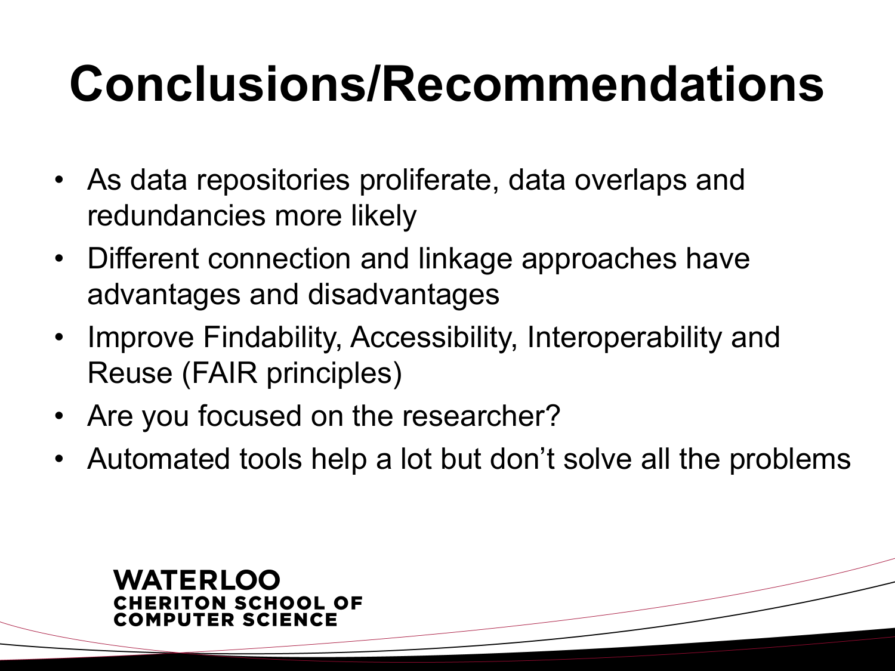# Conclusions/Recommendations

- As data repositories proliferate, data overlaps and redundancies more likely
- Different connection and linkage approaches have advantages and disadvantages
- Improve Findability, Accessibility, Interoperability and Reuse (FAIR principles)
- Are you focused on the researcher?
- Automated tools help a lot but don't solve all the problems

WATERLOO
CHERITON SCHOOL OF
COMPUTER SCIENCE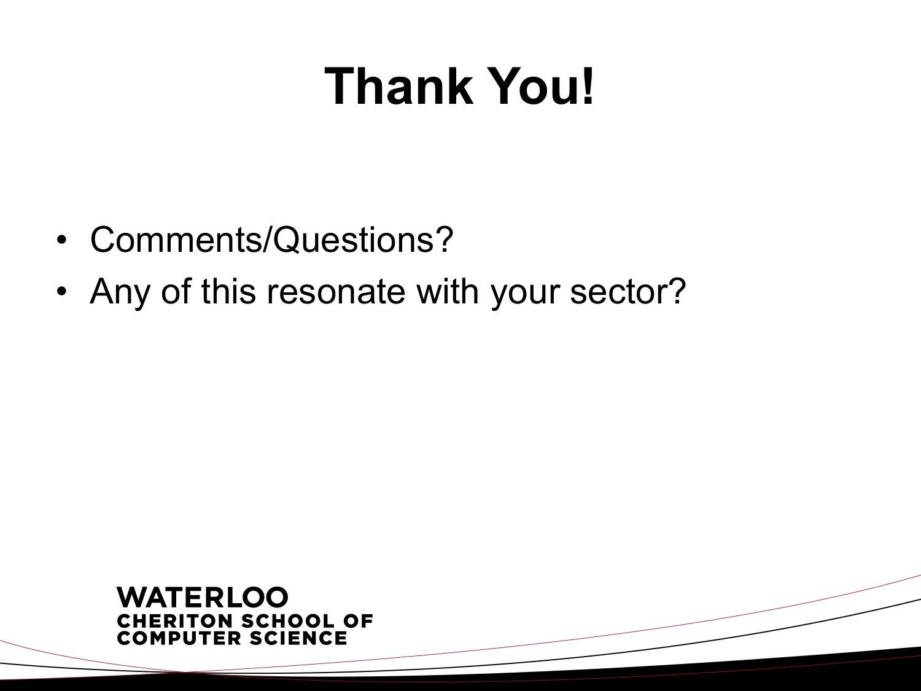# Thank You!

- Comments/Questions?
- Any of this resonate with your sector?

WATERLOO
CHERITON SCHOOL OF
COMPUTER SCIENCE